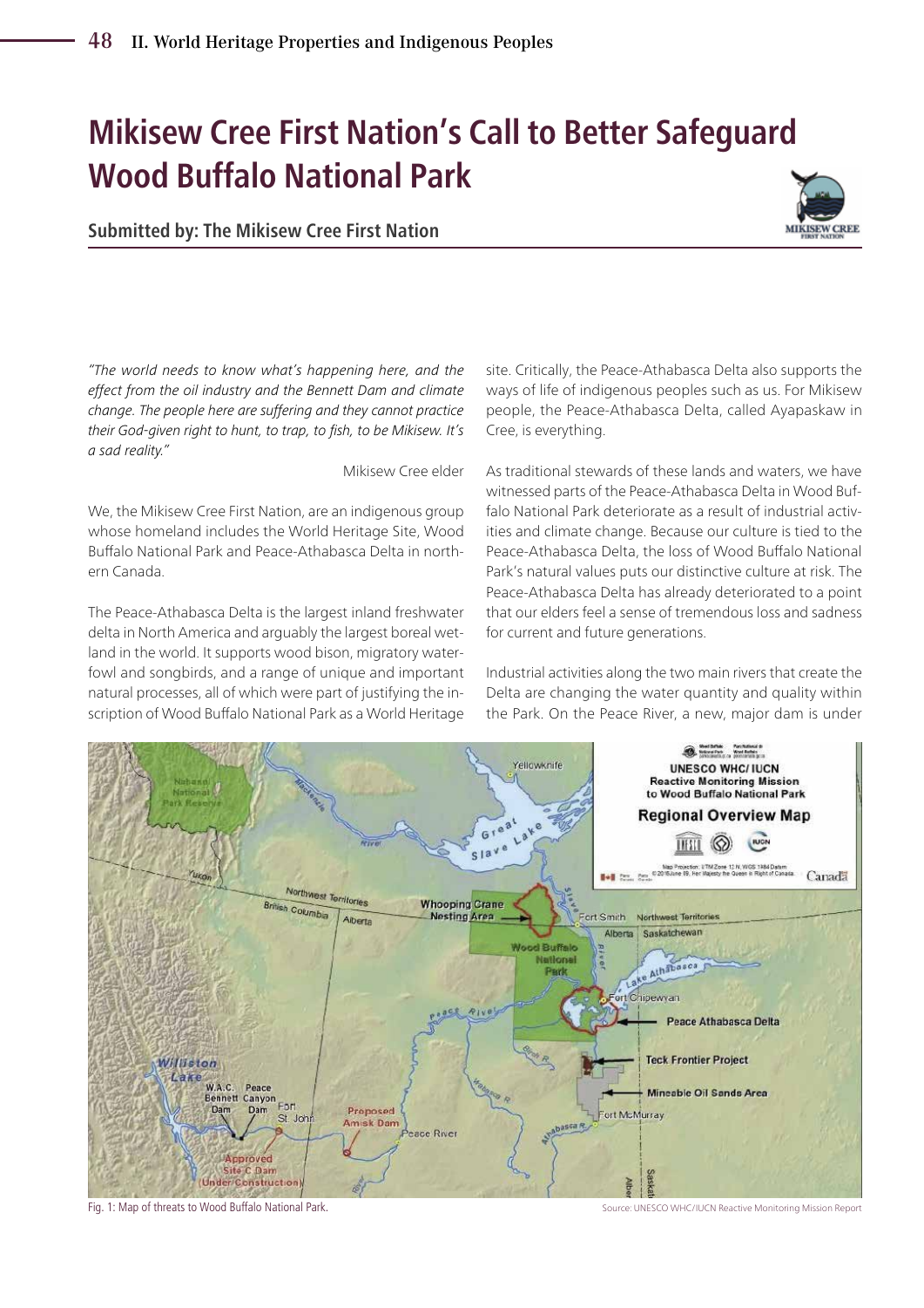# Mikisew Cree First Nation's Call to Better Safeguard Wood Buffalo National Park

**Submitted by: The Mikisew Cree First Nation**

*"The world needs to know what's happening here, and the effect from the oil industry and the Bennett Dam and climate change. The people here are suffering and they cannot practice their God-given right to hunt, to trap, to fish, to be Mikisew. It's a sad reality."*

Mikisew Cree elder

We, the Mikisew Cree First Nation, are an indigenous group whose homeland includes the World Heritage Site, Wood Buffalo National Park and Peace-Athabasca Delta in northern Canada.

The Peace-Athabasca Delta is the largest inland freshwater delta in North America and arguably the largest boreal wetland in the world. It supports wood bison, migratory waterfowl and songbirds, and a range of unique and important natural processes, all of which were part of justifying the inscription of Wood Buffalo National Park as a World Heritage site. Critically, the Peace-Athabasca Delta also supports the ways of life of indigenous peoples such as us. For Mikisew people, the Peace-Athabasca Delta, called Ayapaskaw in Cree, is everything.

As traditional stewards of these lands and waters, we have witnessed parts of the Peace-Athabasca Delta in Wood Buffalo National Park deteriorate as a result of industrial activities and climate change. Because our culture is tied to the Peace-Athabasca Delta, the loss of Wood Buffalo National Park's natural values puts our distinctive culture at risk. The Peace-Athabasca Delta has already deteriorated to a point that our elders feel a sense of tremendous loss and sadness for current and future generations.

Industrial activities along the two main rivers that create the Delta are changing the water quantity and quality within the Park. On the Peace River, a new, major dam is under

Fig. 1: Map of threats to Wood Buffalo National Park.

Source: UNESCO WHC/IUCN Reactive Monitoring Mission Report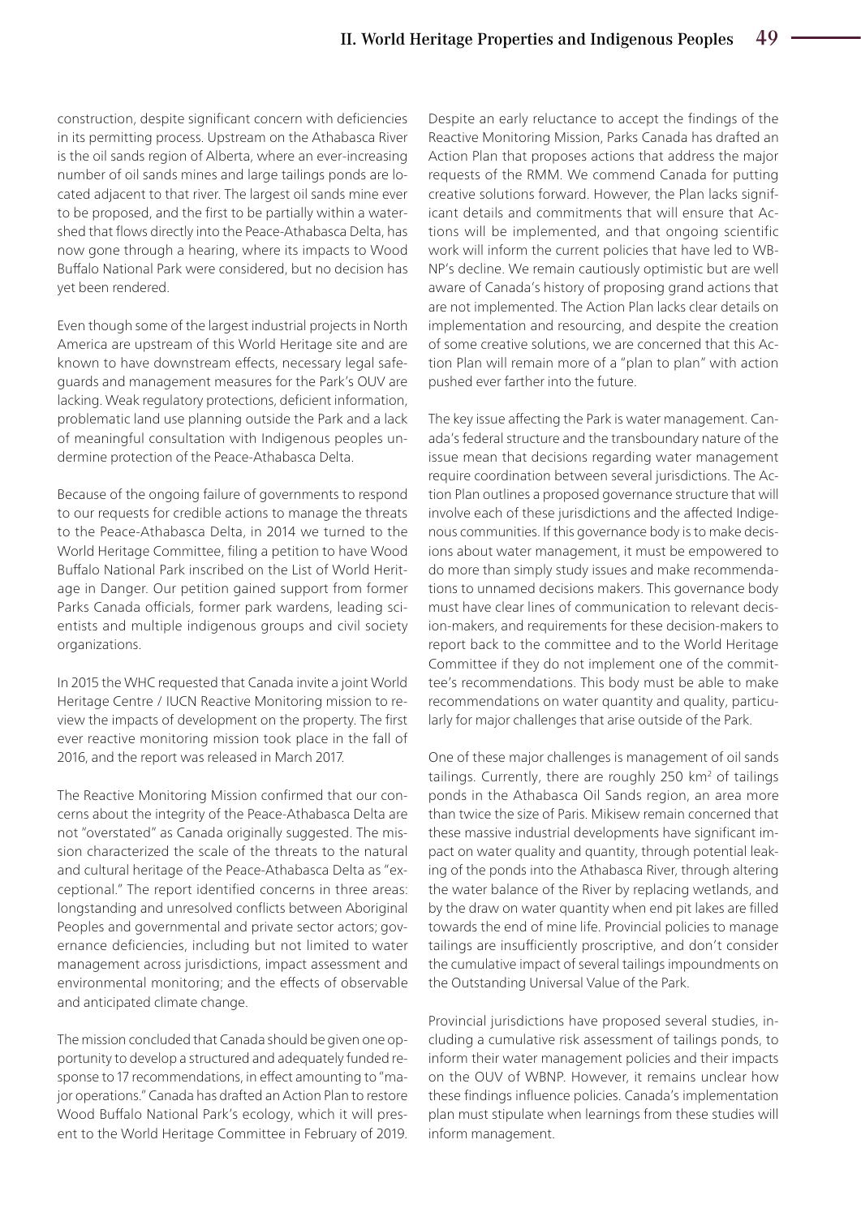construction, despite significant concern with deficiencies in its permitting process. Upstream on the Athabasca River is the oil sands region of Alberta, where an ever-increasing number of oil sands mines and large tailings ponds are located adjacent to that river. The largest oil sands mine ever to be proposed, and the first to be partially within a watershed that flows directly into the Peace-Athabasca Delta, has now gone through a hearing, where its impacts to Wood Buffalo National Park were considered, but no decision has yet been rendered.

Even though some of the largest industrial projects in North America are upstream of this World Heritage site and are known to have downstream effects, necessary legal safeguards and management measures for the Park's OUV are lacking. Weak regulatory protections, deficient information, problematic land use planning outside the Park and a lack of meaningful consultation with Indigenous peoples undermine protection of the Peace-Athabasca Delta.

Because of the ongoing failure of governments to respond to our requests for credible actions to manage the threats to the Peace-Athabasca Delta, in 2014 we turned to the World Heritage Committee, filing a petition to have Wood Buffalo National Park inscribed on the List of World Heritage in Danger. Our petition gained support from former Parks Canada officials, former park wardens, leading scientists and multiple indigenous groups and civil society organizations.

In 2015 the WHC requested that Canada invite a joint World Heritage Centre / IUCN Reactive Monitoring mission to review the impacts of development on the property. The first ever reactive monitoring mission took place in the fall of 2016, and the report was released in March 2017.

The Reactive Monitoring Mission confirmed that our concerns about the integrity of the Peace-Athabasca Delta are not "overstated" as Canada originally suggested. The mission characterized the scale of the threats to the natural and cultural heritage of the Peace-Athabasca Delta as "exceptional." The report identified concerns in three areas: longstanding and unresolved conflicts between Aboriginal Peoples and governmental and private sector actors; governance deficiencies, including but not limited to water management across jurisdictions, impact assessment and environmental monitoring; and the effects of observable and anticipated climate change.

The mission concluded that Canada should be given one opportunity to develop a structured and adequately funded response to 17 recommendations, in effect amounting to "major operations." Canada has drafted an Action Plan to restore Wood Buffalo National Park's ecology, which it will present to the World Heritage Committee in February of 2019.

Despite an early reluctance to accept the findings of the Reactive Monitoring Mission, Parks Canada has drafted an Action Plan that proposes actions that address the major requests of the RMM. We commend Canada for putting creative solutions forward. However, the Plan lacks significant details and commitments that will ensure that Actions will be implemented, and that ongoing scientific work will inform the current policies that have led to WBNP's decline. We remain cautiously optimistic but are well aware of Canada's history of proposing grand actions that are not implemented. The Action Plan lacks clear details on implementation and resourcing, and despite the creation of some creative solutions, we are concerned that this Action Plan will remain more of a "plan to plan" with action pushed ever farther into the future.

The key issue affecting the Park is water management. Canada's federal structure and the transboundary nature of the issue mean that decisions regarding water management require coordination between several jurisdictions. The Action Plan outlines a proposed governance structure that will involve each of these jurisdictions and the affected Indigenous communities. If this governance body is to make decisions about water management, it must be empowered to do more than simply study issues and make recommendations to unnamed decisions makers. This governance body must have clear lines of communication to relevant decision-makers, and requirements for these decision-makers to report back to the committee and to the World Heritage Committee if they do not implement one of the committee's recommendations. This body must be able to make recommendations on water quantity and quality, particularly for major challenges that arise outside of the Park.

One of these major challenges is management of oil sands tailings. Currently, there are roughly 250 km$^2$ of tailings ponds in the Athabasca Oil Sands region, an area more than twice the size of Paris. Mikisew remain concerned that these massive industrial developments have significant impact on water quality and quantity, through potential leaking of the ponds into the Athabasca River, through altering the water balance of the River by replacing wetlands, and by the draw on water quantity when end pit lakes are filled towards the end of mine life. Provincial policies to manage tailings are insufficiently proscriptive, and don't consider the cumulative impact of several tailings impoundments on the Outstanding Universal Value of the Park.

Provincial jurisdictions have proposed several studies, including a cumulative risk assessment of tailings ponds, to inform their water management policies and their impacts on the OUV of WBNP. However, it remains unclear how these findings influence policies. Canada's implementation plan must stipulate when learnings from these studies will inform management.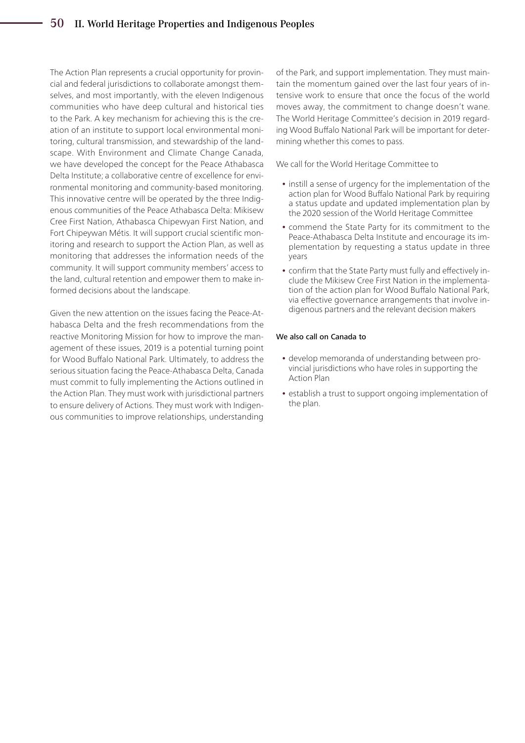The Action Plan represents a crucial opportunity for provincial and federal jurisdictions to collaborate amongst themselves, and most importantly, with the eleven Indigenous communities who have deep cultural and historical ties to the Park. A key mechanism for achieving this is the creation of an institute to support local environmental monitoring, cultural transmission, and stewardship of the landscape. With Environment and Climate Change Canada, we have developed the concept for the Peace Athabasca Delta Institute; a collaborative centre of excellence for environmental monitoring and community-based monitoring. This innovative centre will be operated by the three Indigenous communities of the Peace Athabasca Delta: Mikisew Cree First Nation, Athabasca Chipewyan First Nation, and Fort Chipeywan Métis. It will support crucial scientific monitoring and research to support the Action Plan, as well as monitoring that addresses the information needs of the community. It will support community members' access to the land, cultural retention and empower them to make informed decisions about the landscape.

Given the new attention on the issues facing the Peace-Athabasca Delta and the fresh recommendations from the reactive Monitoring Mission for how to improve the management of these issues, 2019 is a potential turning point for Wood Buffalo National Park. Ultimately, to address the serious situation facing the Peace-Athabasca Delta, Canada must commit to fully implementing the Actions outlined in the Action Plan. They must work with jurisdictional partners to ensure delivery of Actions. They must work with Indigenous communities to improve relationships, understanding of the Park, and support implementation. They must maintain the momentum gained over the last four years of intensive work to ensure that once the focus of the world moves away, the commitment to change doesn't wane. The World Heritage Committee's decision in 2019 regarding Wood Buffalo National Park will be important for determining whether this comes to pass.

We call for the World Heritage Committee to

- instill a sense of urgency for the implementation of the action plan for Wood Buffalo National Park by requiring a status update and updated implementation plan by the 2020 session of the World Heritage Committee
- commend the State Party for its commitment to the Peace-Athabasca Delta Institute and encourage its implementation by requesting a status update in three years
- confirm that the State Party must fully and effectively include the Mikisew Cree First Nation in the implementation of the action plan for Wood Buffalo National Park, via effective governance arrangements that involve indigenous partners and the relevant decision makers

**We also call on Canada to**

- develop memoranda of understanding between provincial jurisdictions who have roles in supporting the Action Plan
- establish a trust to support ongoing implementation of the plan.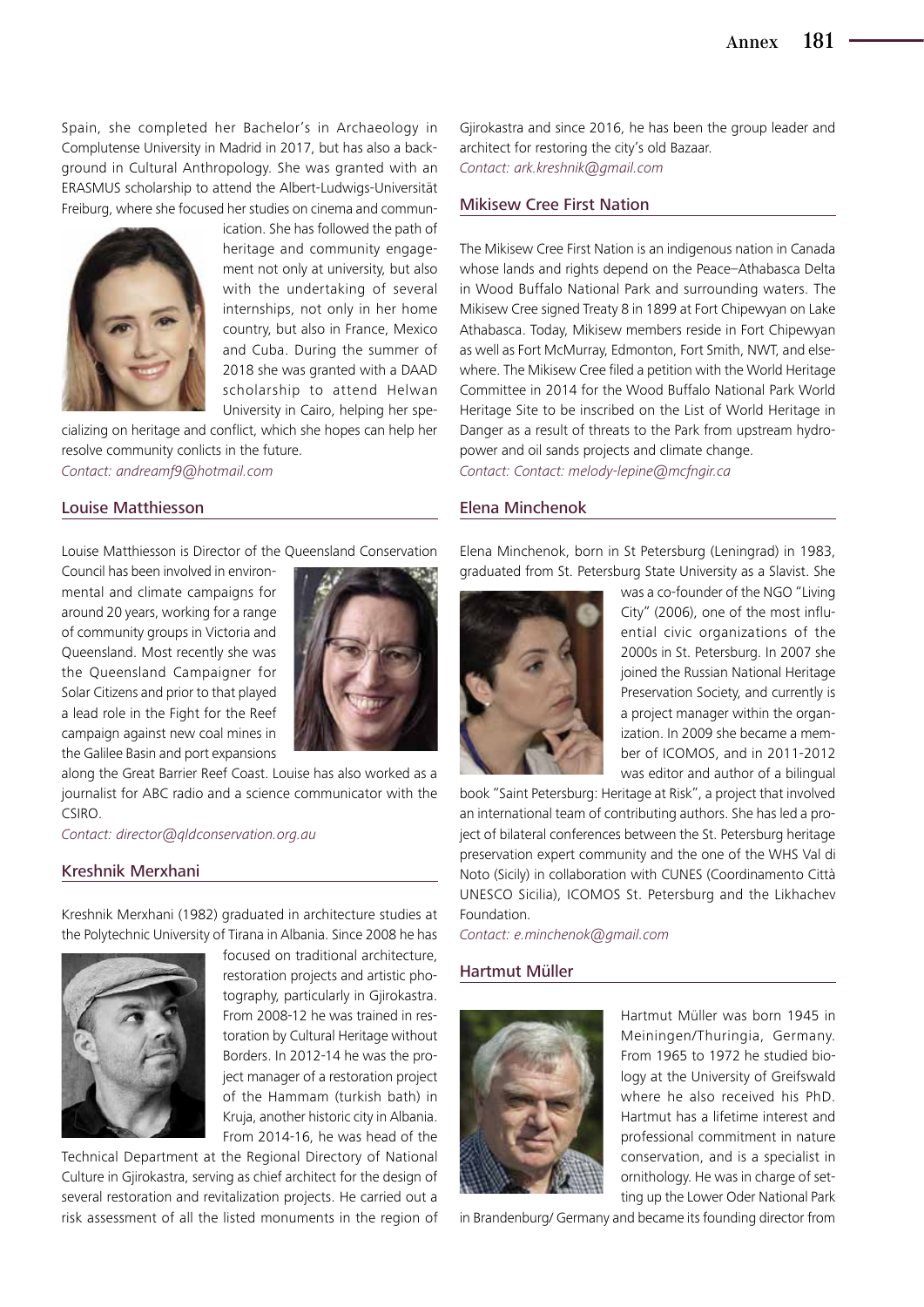Spain, she completed her Bachelor's in Archaeology in Complutense University in Madrid in 2017, but has also a background in Cultural Anthropology. She was granted with an ERASMUS scholarship to attend the Albert-Ludwigs-Universität Freiburg, where she focused her studies on cinema and communication. She has followed the path of heritage and community engagement not only at university, but also with the undertaking of several internships, not only in her home country, but also in France, Mexico and Cuba. During the summer of 2018 she was granted with a DAAD scholarship to attend Helwan University in Cairo, helping her specializing on heritage and conflict, which she hopes can help her resolve community conlicts in the future.

*Contact: andreamf9@hotmail.com*

## Louise Matthiesson

Louise Matthiesson is Director of the Queensland Conservation Council has been involved in environmental and climate campaigns for around 20 years, working for a range of community groups in Victoria and Queensland. Most recently she was the Queensland Campaigner for Solar Citizens and prior to that played a lead role in the Fight for the Reef campaign against new coal mines in the Galilee Basin and port expansions along the Great Barrier Reef Coast. Louise has also worked as a journalist for ABC radio and a science communicator with the CSIRO.

*Contact: director@qldconservation.org.au*

## Kreshnik Merxhani

Kreshnik Merxhani (1982) graduated in architecture studies at the Polytechnic University of Tirana in Albania. Since 2008 he has focused on traditional architecture, restoration projects and artistic photography, particularly in Gjirokastra. From 2008-12 he was trained in restoration by Cultural Heritage without Borders. In 2012-14 he was the project manager of a restoration project of the Hammam (turkish bath) in Kruja, another historic city in Albania. From 2014-16, he was head of the Technical Department at the Regional Directory of National Culture in Gjirokastra, serving as chief architect for the design of several restoration and revitalization projects. He carried out a risk assessment of all the listed monuments in the region of Gjirokastra and since 2016, he has been the group leader and architect for restoring the city's old Bazaar.

*Contact: ark.kreshnik@gmail.com*

## Mikisew Cree First Nation

The Mikisew Cree First Nation is an indigenous nation in Canada whose lands and rights depend on the Peace–Athabasca Delta in Wood Buffalo National Park and surrounding waters. The Mikisew Cree signed Treaty 8 in 1899 at Fort Chipewyan on Lake Athabasca. Today, Mikisew members reside in Fort Chipewyan as well as Fort McMurray, Edmonton, Fort Smith, NWT, and elsewhere. The Mikisew Cree filed a petition with the World Heritage Committee in 2014 for the Wood Buffalo National Park World Heritage Site to be inscribed on the List of World Heritage in Danger as a result of threats to the Park from upstream hydropower and oil sands projects and climate change.

*Contact: Contact: melody-lepine@mcfngir.ca*

## Elena Minchenok

Elena Minchenok, born in St Petersburg (Leningrad) in 1983, graduated from St. Petersburg State University as a Slavist. She was a co-founder of the NGO "Living City" (2006), one of the most influential civic organizations of the 2000s in St. Petersburg. In 2007 she joined the Russian National Heritage Preservation Society, and currently is a project manager within the organization. In 2009 she became a member of ICOMOS, and in 2011-2012 was editor and author of a bilingual book "Saint Petersburg: Heritage at Risk", a project that involved an international team of contributing authors. She has led a project of bilateral conferences between the St. Petersburg heritage preservation expert community and the one of the WHS Val di Noto (Sicily) in collaboration with CUNES (Coordinamento Città UNESCO Sicilia), ICOMOS St. Petersburg and the Likhachev Foundation.

*Contact: e.minchenok@gmail.com*

## Hartmut Müller

Hartmut Müller was born 1945 in Meiningen/Thuringia, Germany. From 1965 to 1972 he studied biology at the University of Greifswald where he also received his PhD. Hartmut has a lifetime interest and professional commitment in nature conservation, and is a specialist in ornithology. He was in charge of setting up the Lower Oder National Park in Brandenburg/ Germany and became its founding director from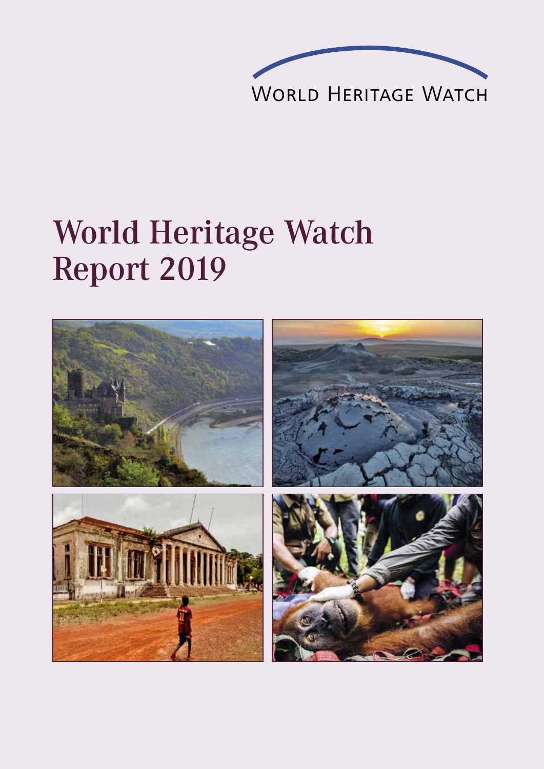World Heritage Watch

# World Heritage Watch Report 2019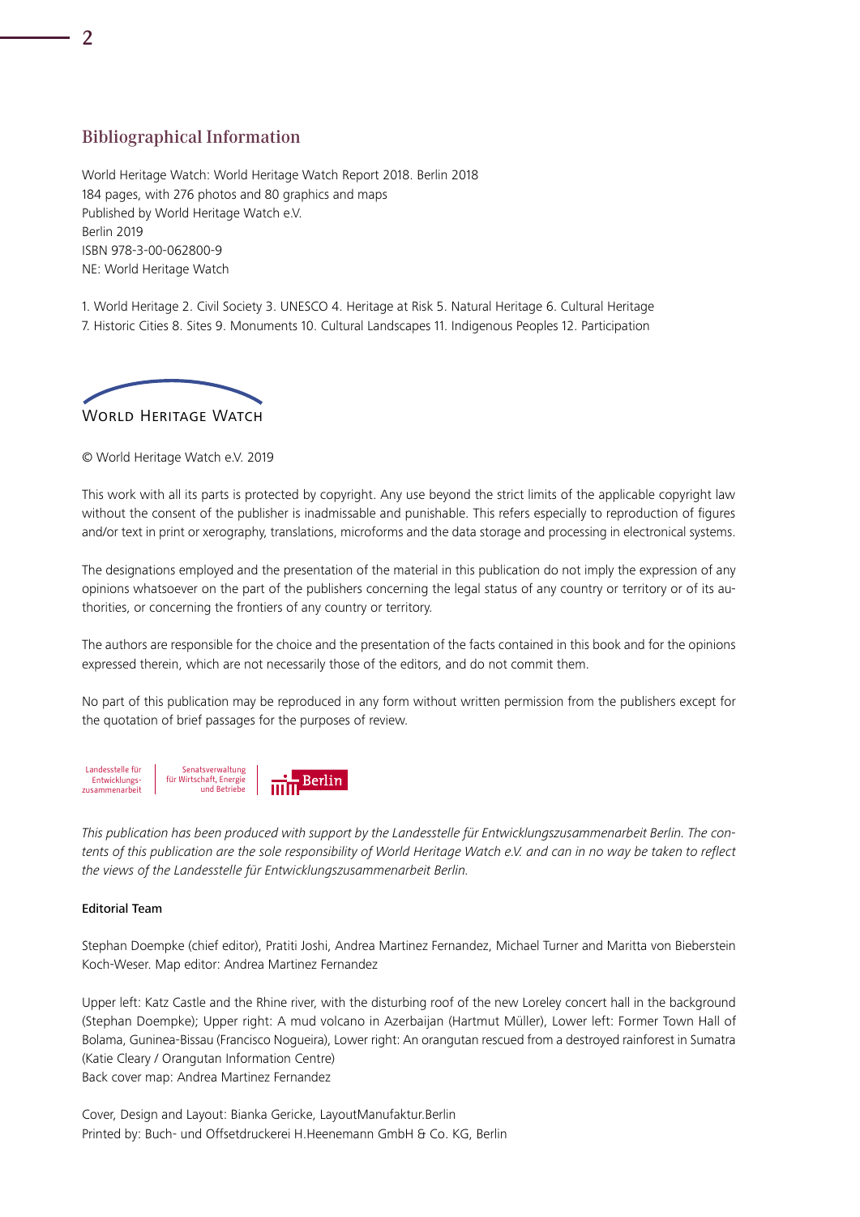## Bibliographical Information

World Heritage Watch: World Heritage Watch Report 2018. Berlin 2018
184 pages, with 276 photos and 80 graphics and maps
Published by World Heritage Watch e.V.
Berlin 2019
ISBN 978-3-00-062800-9
NE: World Heritage Watch

1. World Heritage 2. Civil Society 3. UNESCO 4. Heritage at Risk 5. Natural Heritage 6. Cultural Heritage
7. Historic Cities 8. Sites 9. Monuments 10. Cultural Landscapes 11. Indigenous Peoples 12. Participation

WORLD HERITAGE WATCH

© World Heritage Watch e.V. 2019

This work with all its parts is protected by copyright. Any use beyond the strict limits of the applicable copyright law without the consent of the publisher is inadmissable and punishable. This refers especially to reproduction of figures and/or text in print or xerography, translations, microforms and the data storage and processing in electronical systems.

The designations employed and the presentation of the material in this publication do not imply the expression of any opinions whatsoever on the part of the publishers concerning the legal status of any country or territory or of its authorities, or concerning the frontiers of any country or territory.

The authors are responsible for the choice and the presentation of the facts contained in this book and for the opinions expressed therein, which are not necessarily those of the editors, and do not commit them.

No part of this publication may be reproduced in any form without written permission from the publishers except for the quotation of brief passages for the purposes of review.

Landesstelle für Entwicklungszusammenarbeit | Senatsverwaltung für Wirtschaft, Energie und Betriebe | Berlin

*This publication has been produced with support by the Landesstelle für Entwicklungszusammenarbeit Berlin. The contents of this publication are the sole responsibility of World Heritage Watch e.V. and can in no way be taken to reflect the views of the Landesstelle für Entwicklungszusammenarbeit Berlin.*

**Editorial Team**

Stephan Doempke (chief editor), Pratiti Joshi, Andrea Martinez Fernandez, Michael Turner and Maritta von Bieberstein Koch-Weser. Map editor: Andrea Martinez Fernandez

Upper left: Katz Castle and the Rhine river, with the disturbing roof of the new Loreley concert hall in the background (Stephan Doempke); Upper right: A mud volcano in Azerbaijan (Hartmut Müller), Lower left: Former Town Hall of Bolama, Guninea-Bissau (Francisco Nogueira), Lower right: An orangutan rescued from a destroyed rainforest in Sumatra (Katie Cleary / Orangutan Information Centre)
Back cover map: Andrea Martinez Fernandez

Cover, Design and Layout: Bianka Gericke, LayoutManufaktur.Berlin
Printed by: Buch- und Offsetdruckerei H.Heenemann GmbH & Co. KG, Berlin